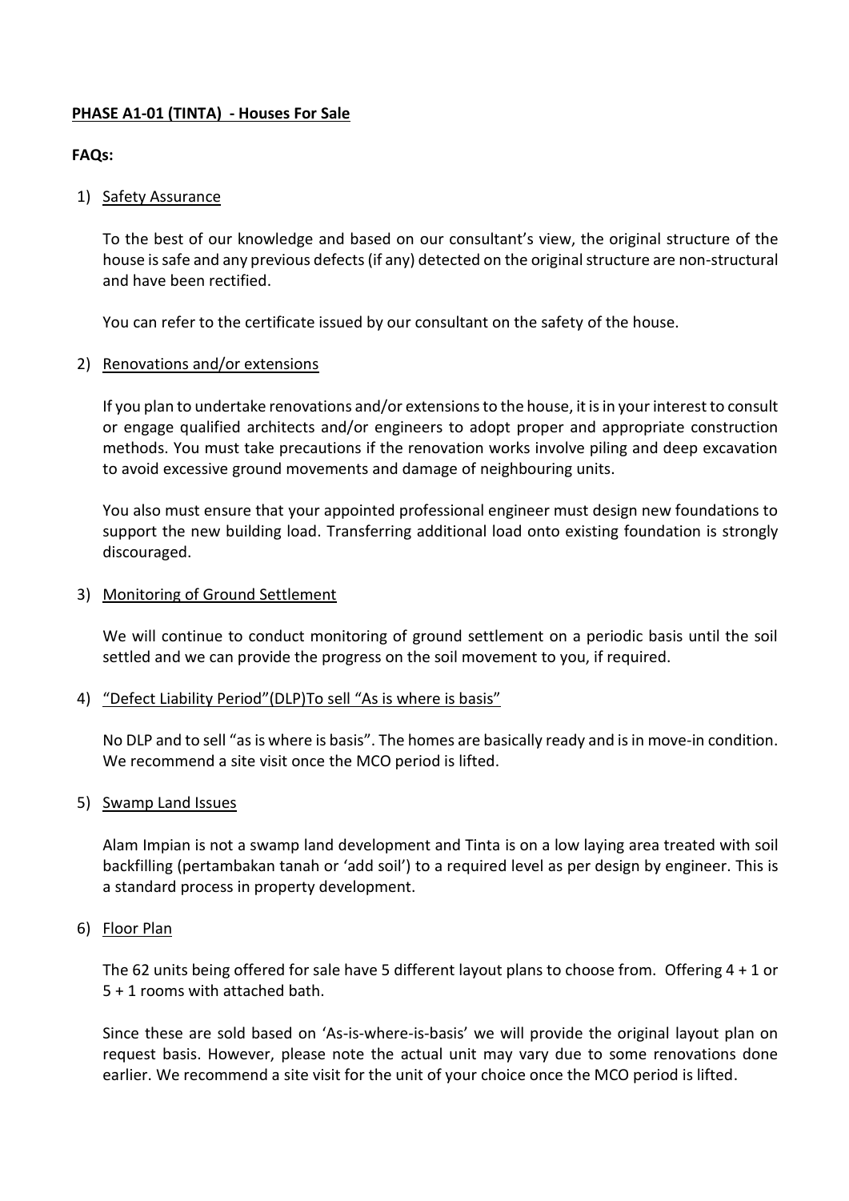**PHASE A1-01 (TINTA) - Houses For Sale**

**FAQs:**

1) Safety Assurance

   To the best of our knowledge and based on our consultant's view, the original structure of the house is safe and any previous defects (if any) detected on the original structure are non-structural and have been rectified.

   You can refer to the certificate issued by our consultant on the safety of the house.

2) Renovations and/or extensions

   If you plan to undertake renovations and/or extensions to the house, it is in your interest to consult or engage qualified architects and/or engineers to adopt proper and appropriate construction methods. You must take precautions if the renovation works involve piling and deep excavation to avoid excessive ground movements and damage of neighbouring units.

   You also must ensure that your appointed professional engineer must design new foundations to support the new building load. Transferring additional load onto existing foundation is strongly discouraged.

3) Monitoring of Ground Settlement

   We will continue to conduct monitoring of ground settlement on a periodic basis until the soil settled and we can provide the progress on the soil movement to you, if required.

4) "Defect Liability Period"(DLP)To sell "As is where is basis"

   No DLP and to sell "as is where is basis". The homes are basically ready and is in move-in condition. We recommend a site visit once the MCO period is lifted.

5) Swamp Land Issues

   Alam Impian is not a swamp land development and Tinta is on a low laying area treated with soil backfilling (pertambakan tanah or 'add soil') to a required level as per design by engineer. This is a standard process in property development.

6) Floor Plan

   The 62 units being offered for sale have 5 different layout plans to choose from. Offering 4 + 1 or 5 + 1 rooms with attached bath.

   Since these are sold based on 'As-is-where-is-basis' we will provide the original layout plan on request basis. However, please note the actual unit may vary due to some renovations done earlier. We recommend a site visit for the unit of your choice once the MCO period is lifted.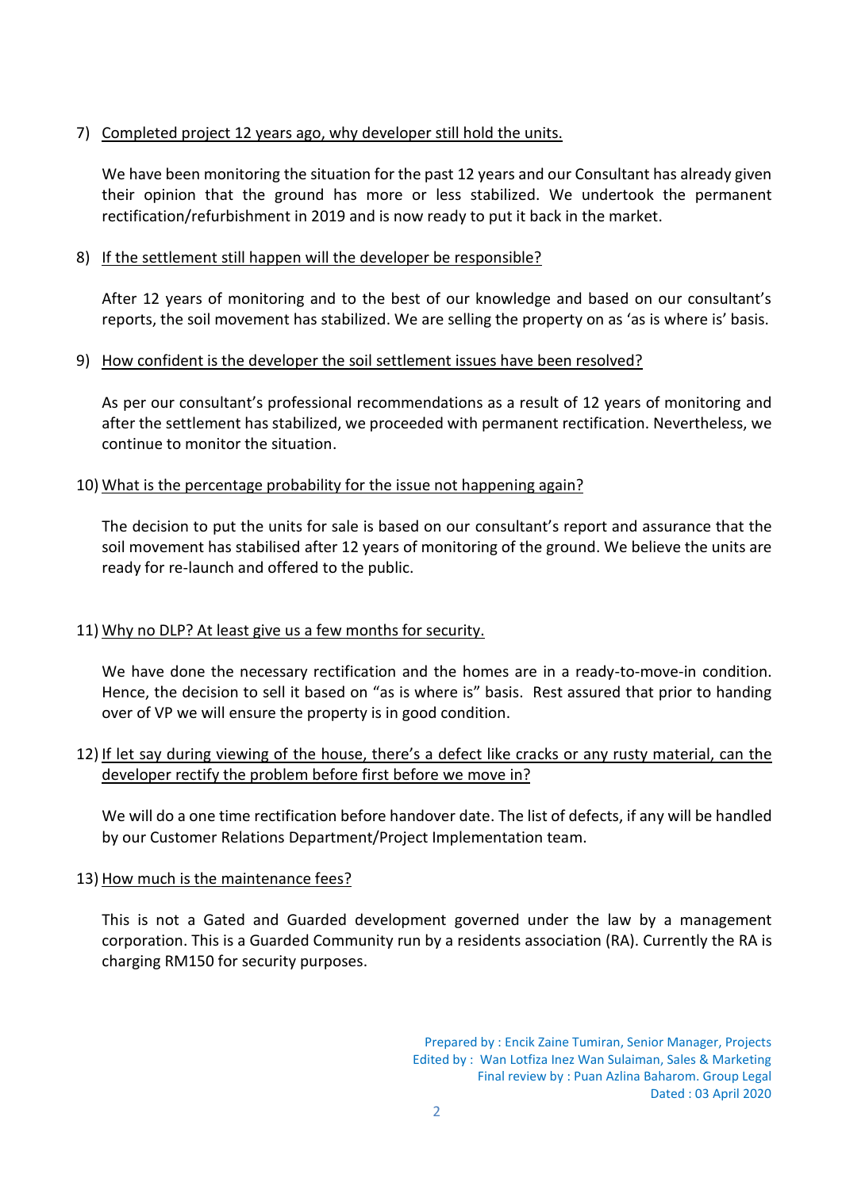7) <u>Completed project 12 years ago, why developer still hold the units.</u>

   We have been monitoring the situation for the past 12 years and our Consultant has already given their opinion that the ground has more or less stabilized. We undertook the permanent rectification/refurbishment in 2019 and is now ready to put it back in the market.

8) <u>If the settlement still happen will the developer be responsible?</u>

   After 12 years of monitoring and to the best of our knowledge and based on our consultant's reports, the soil movement has stabilized. We are selling the property on as 'as is where is' basis.

9) <u>How confident is the developer the soil settlement issues have been resolved?</u>

   As per our consultant's professional recommendations as a result of 12 years of monitoring and after the settlement has stabilized, we proceeded with permanent rectification. Nevertheless, we continue to monitor the situation.

10) <u>What is the percentage probability for the issue not happening again?</u>

    The decision to put the units for sale is based on our consultant's report and assurance that the soil movement has stabilised after 12 years of monitoring of the ground. We believe the units are ready for re-launch and offered to the public.

11) <u>Why no DLP? At least give us a few months for security.</u>

    We have done the necessary rectification and the homes are in a ready-to-move-in condition. Hence, the decision to sell it based on "as is where is" basis. Rest assured that prior to handing over of VP we will ensure the property is in good condition.

12) <u>If let say during viewing of the house, there's a defect like cracks or any rusty material, can the developer rectify the problem before first before we move in?</u>

    We will do a one time rectification before handover date. The list of defects, if any will be handled by our Customer Relations Department/Project Implementation team.

13) <u>How much is the maintenance fees?</u>

    This is not a Gated and Guarded development governed under the law by a management corporation. This is a Guarded Community run by a residents association (RA). Currently the RA is charging RM150 for security purposes.

Prepared by : Encik Zaine Tumiran, Senior Manager, Projects
Edited by : Wan Lotfiza Inez Wan Sulaiman, Sales & Marketing
Final review by : Puan Azlina Baharom. Group Legal
Dated : 03 April 2020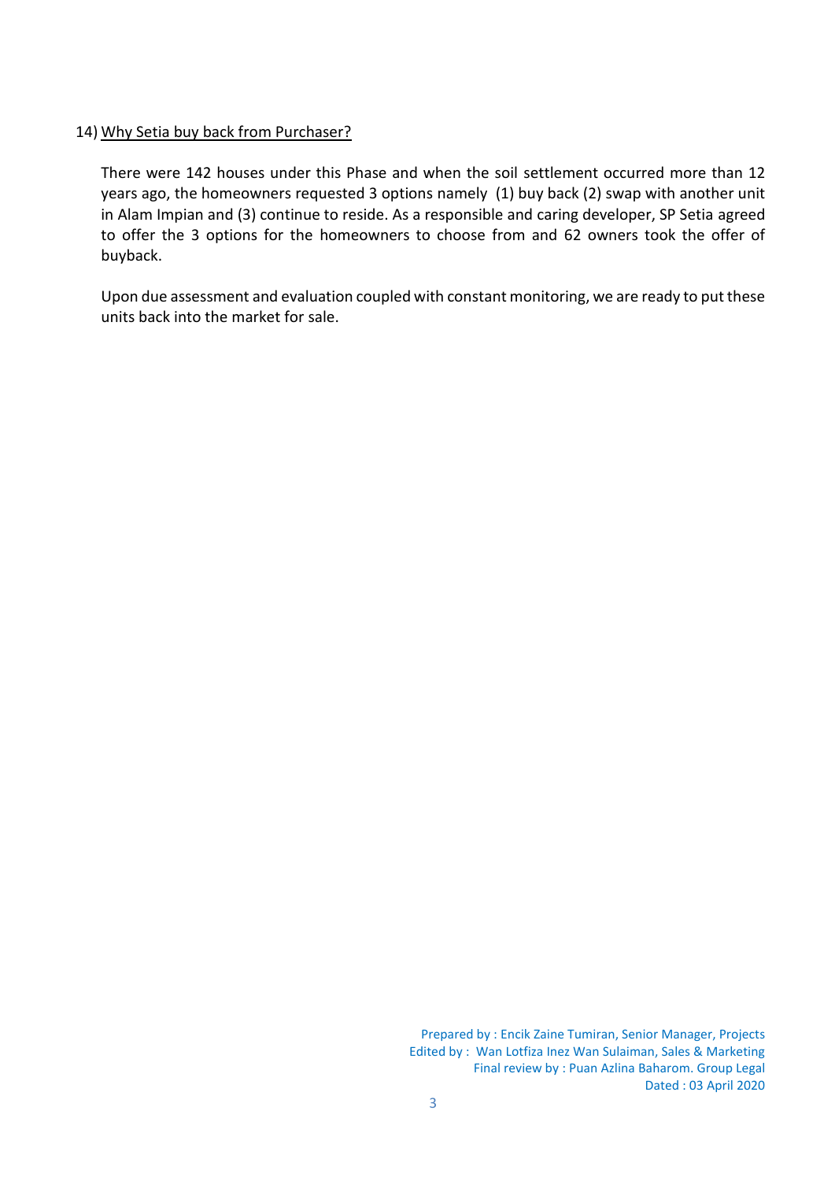14) Why Setia buy back from Purchaser?

There were 142 houses under this Phase and when the soil settlement occurred more than 12 years ago, the homeowners requested 3 options namely (1) buy back (2) swap with another unit in Alam Impian and (3) continue to reside. As a responsible and caring developer, SP Setia agreed to offer the 3 options for the homeowners to choose from and 62 owners took the offer of buyback.

Upon due assessment and evaluation coupled with constant monitoring, we are ready to put these units back into the market for sale.

Prepared by : Encik Zaine Tumiran, Senior Manager, Projects
Edited by : Wan Lotfiza Inez Wan Sulaiman, Sales & Marketing
Final review by : Puan Azlina Baharom. Group Legal
Dated : 03 April 2020